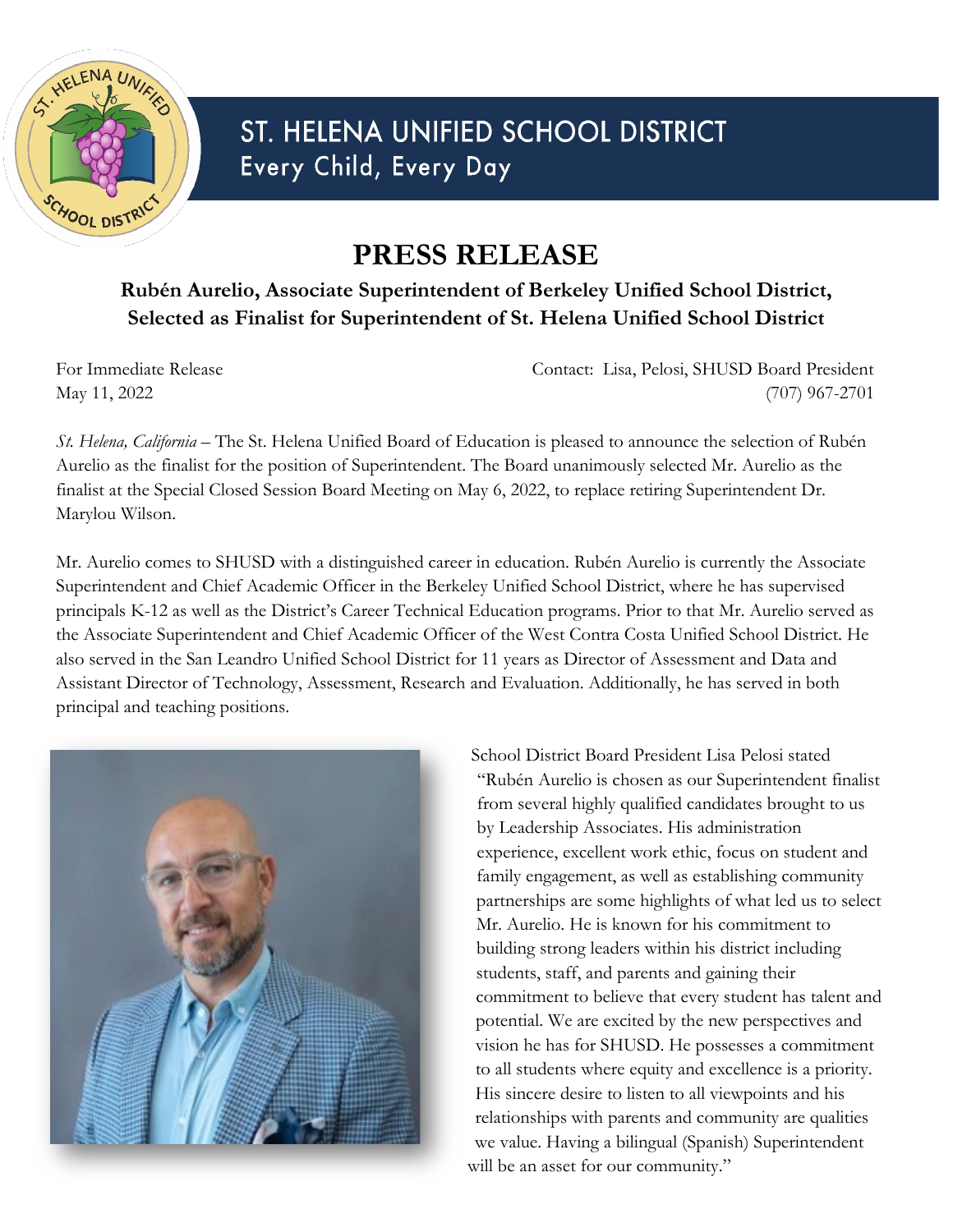# ST. HELENA UNIFIED SCHOOL DISTRICT

Every Child, Every Day

# PRESS RELEASE

**Rubén Aurelio, Associate Superintendent of Berkeley Unified School District, Selected as Finalist for Superintendent of St. Helena Unified School District**

For Immediate Release
May 11, 2022

Contact: Lisa, Pelosi, SHUSD Board President
(707) 967-2701

*St. Helena, California* – The St. Helena Unified Board of Education is pleased to announce the selection of Rubén Aurelio as the finalist for the position of Superintendent. The Board unanimously selected Mr. Aurelio as the finalist at the Special Closed Session Board Meeting on May 6, 2022, to replace retiring Superintendent Dr. Marylou Wilson.

Mr. Aurelio comes to SHUSD with a distinguished career in education. Rubén Aurelio is currently the Associate Superintendent and Chief Academic Officer in the Berkeley Unified School District, where he has supervised principals K-12 as well as the District's Career Technical Education programs. Prior to that Mr. Aurelio served as the Associate Superintendent and Chief Academic Officer of the West Contra Costa Unified School District. He also served in the San Leandro Unified School District for 11 years as Director of Assessment and Data and Assistant Director of Technology, Assessment, Research and Evaluation. Additionally, he has served in both principal and teaching positions.

School District Board President Lisa Pelosi stated "Rubén Aurelio is chosen as our Superintendent finalist from several highly qualified candidates brought to us by Leadership Associates. His administration experience, excellent work ethic, focus on student and family engagement, as well as establishing community partnerships are some highlights of what led us to select Mr. Aurelio. He is known for his commitment to building strong leaders within his district including students, staff, and parents and gaining their commitment to believe that every student has talent and potential. We are excited by the new perspectives and vision he has for SHUSD. He possesses a commitment to all students where equity and excellence is a priority. His sincere desire to listen to all viewpoints and his relationships with parents and community are qualities we value. Having a bilingual (Spanish) Superintendent will be an asset for our community."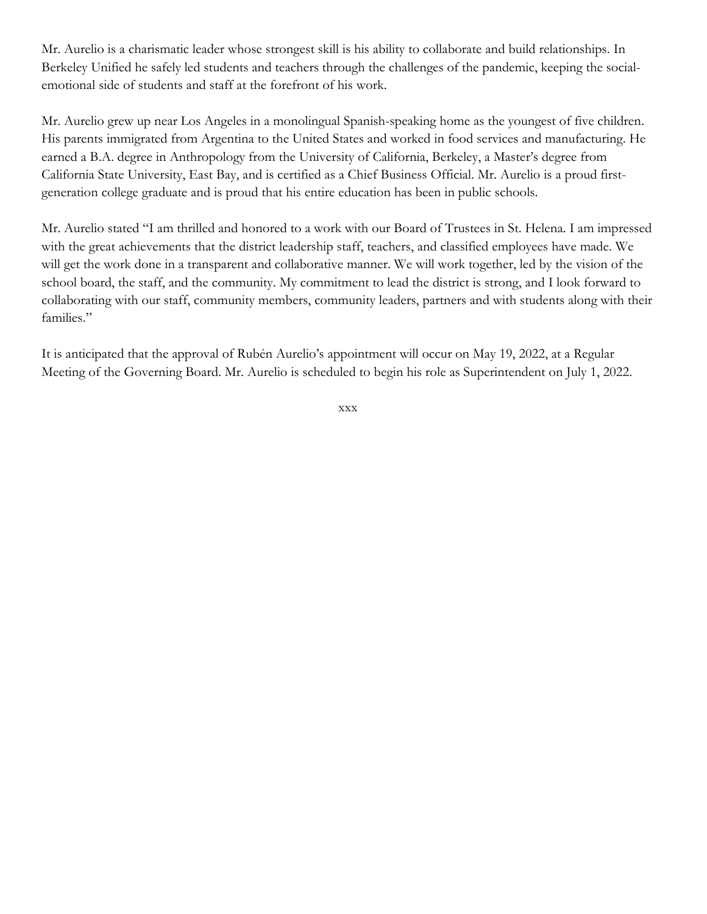Mr. Aurelio is a charismatic leader whose strongest skill is his ability to collaborate and build relationships. In Berkeley Unified he safely led students and teachers through the challenges of the pandemic, keeping the social-emotional side of students and staff at the forefront of his work.

Mr. Aurelio grew up near Los Angeles in a monolingual Spanish-speaking home as the youngest of five children. His parents immigrated from Argentina to the United States and worked in food services and manufacturing. He earned a B.A. degree in Anthropology from the University of California, Berkeley, a Master's degree from California State University, East Bay, and is certified as a Chief Business Official. Mr. Aurelio is a proud first-generation college graduate and is proud that his entire education has been in public schools.

Mr. Aurelio stated "I am thrilled and honored to a work with our Board of Trustees in St. Helena. I am impressed with the great achievements that the district leadership staff, teachers, and classified employees have made. We will get the work done in a transparent and collaborative manner. We will work together, led by the vision of the school board, the staff, and the community. My commitment to lead the district is strong, and I look forward to collaborating with our staff, community members, community leaders, partners and with students along with their families."

It is anticipated that the approval of Rubén Aurelio's appointment will occur on May 19, 2022, at a Regular Meeting of the Governing Board. Mr. Aurelio is scheduled to begin his role as Superintendent on July 1, 2022.

xxx